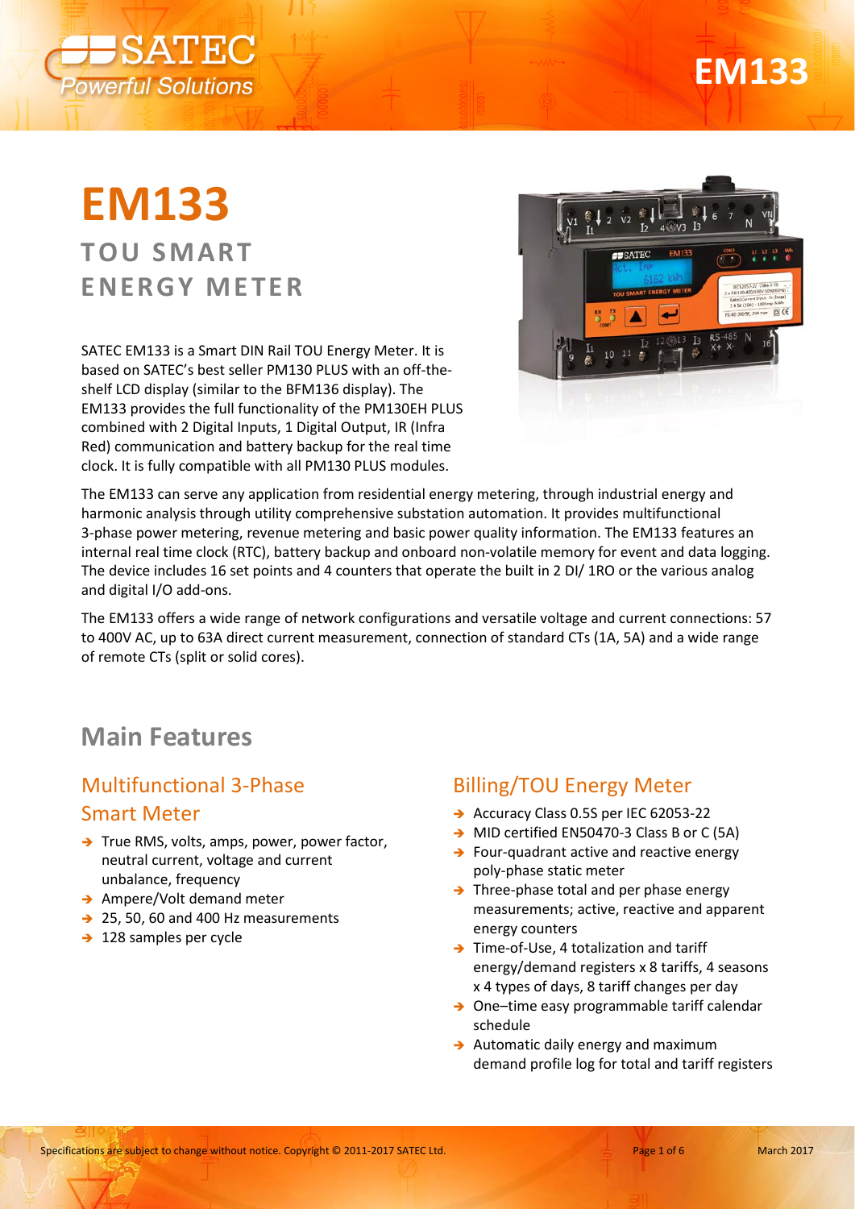# EM133

## TOU SMART ENERGY METER

SATEC EM133 is a Smart DIN Rail TOU Energy Meter. It is based on SATEC's best seller PM130 PLUS with an off-the-shelf LCD display (similar to the BFM136 display). The EM133 provides the full functionality of the PM130EH PLUS combined with 2 Digital Inputs, 1 Digital Output, IR (Infra Red) communication and battery backup for the real time clock. It is fully compatible with all PM130 PLUS modules.

The EM133 can serve any application from residential energy metering, through industrial energy and harmonic analysis through utility comprehensive substation automation. It provides multifunctional 3-phase power metering, revenue metering and basic power quality information. The EM133 features an internal real time clock (RTC), battery backup and onboard non-volatile memory for event and data logging. The device includes 16 set points and 4 counters that operate the built in 2 DI/ 1RO or the various analog and digital I/O add-ons.

The EM133 offers a wide range of network configurations and versatile voltage and current connections: 57 to 400V AC, up to 63A direct current measurement, connection of standard CTs (1A, 5A) and a wide range of remote CTs (split or solid cores).

## Main Features

### Multifunctional 3-Phase Smart Meter

- True RMS, volts, amps, power, power factor, neutral current, voltage and current unbalance, frequency
- Ampere/Volt demand meter
- 25, 50, 60 and 400 Hz measurements
- 128 samples per cycle

### Billing/TOU Energy Meter

- Accuracy Class 0.5S per IEC 62053-22
- MID certified EN50470-3 Class B or C (5A)
- Four-quadrant active and reactive energy poly-phase static meter
- Three-phase total and per phase energy measurements; active, reactive and apparent energy counters
- Time-of-Use, 4 totalization and tariff energy/demand registers x 8 tariffs, 4 seasons x 4 types of days, 8 tariff changes per day
- One–time easy programmable tariff calendar schedule
- Automatic daily energy and maximum demand profile log for total and tariff registers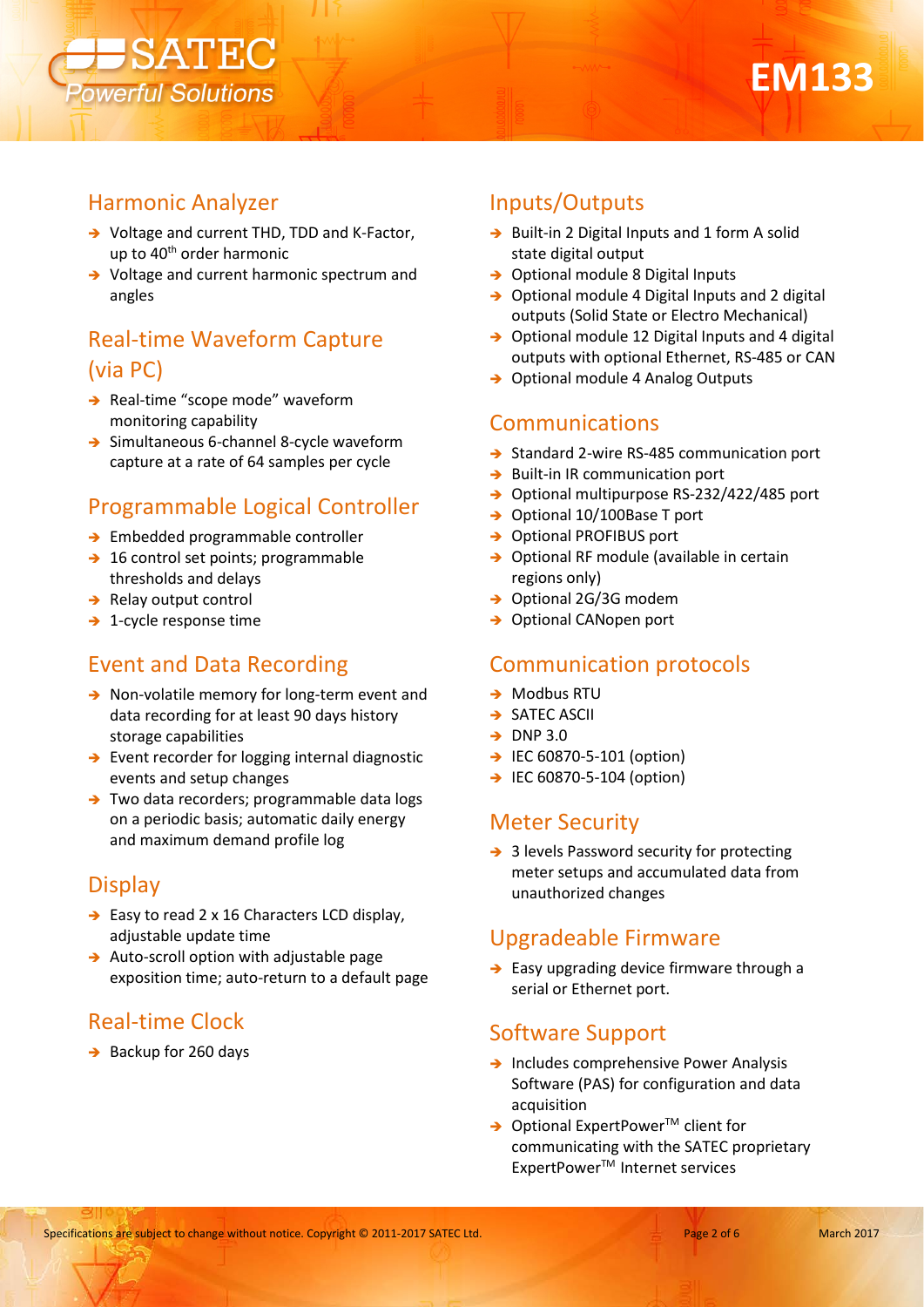## Harmonic Analyzer

- Voltage and current THD, TDD and K-Factor, up to 40$^{th}$ order harmonic
- Voltage and current harmonic spectrum and angles

## Real-time Waveform Capture (via PC)

- Real-time “scope mode” waveform monitoring capability
- Simultaneous 6-channel 8-cycle waveform capture at a rate of 64 samples per cycle

## Programmable Logical Controller

- Embedded programmable controller
- 16 control set points; programmable thresholds and delays
- Relay output control
- 1-cycle response time

## Event and Data Recording

- Non-volatile memory for long-term event and data recording for at least 90 days history storage capabilities
- Event recorder for logging internal diagnostic events and setup changes
- Two data recorders; programmable data logs on a periodic basis; automatic daily energy and maximum demand profile log

## Display

- Easy to read 2 x 16 Characters LCD display, adjustable update time
- Auto-scroll option with adjustable page exposition time; auto-return to a default page

## Real-time Clock

- Backup for 260 days

## Inputs/Outputs

- Built-in 2 Digital Inputs and 1 form A solid state digital output
- Optional module 8 Digital Inputs
- Optional module 4 Digital Inputs and 2 digital outputs (Solid State or Electro Mechanical)
- Optional module 12 Digital Inputs and 4 digital outputs with optional Ethernet, RS-485 or CAN
- Optional module 4 Analog Outputs

## Communications

- Standard 2-wire RS-485 communication port
- Built-in IR communication port
- Optional multipurpose RS-232/422/485 port
- Optional 10/100Base T port
- Optional PROFIBUS port
- Optional RF module (available in certain regions only)
- Optional 2G/3G modem
- Optional CANopen port

## Communication protocols

- Modbus RTU
- SATEC ASCII
- DNP 3.0
- IEC 60870-5-101 (option)
- IEC 60870-5-104 (option)

## Meter Security

- 3 levels Password security for protecting meter setups and accumulated data from unauthorized changes

## Upgradeable Firmware

- Easy upgrading device firmware through a serial or Ethernet port.

## Software Support

- Includes comprehensive Power Analysis Software (PAS) for configuration and data acquisition
- Optional ExpertPower™ client for communicating with the SATEC proprietary ExpertPower™ Internet services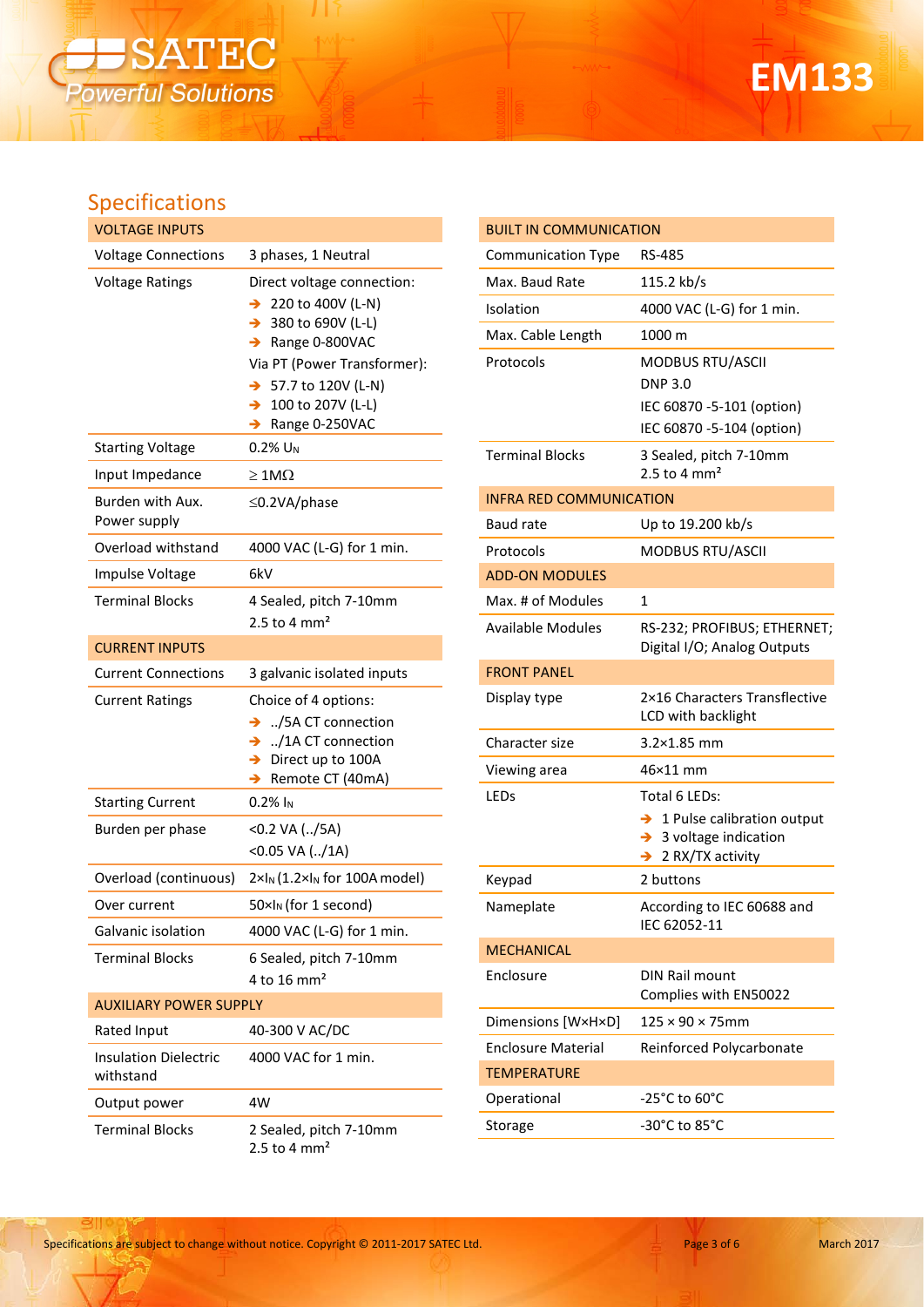## Specifications

| VOLTAGE INPUTS | |
|---|---|
| Voltage Connections | 3 phases, 1 Neutral |
| Voltage Ratings | Direct voltage connection:<br>➔ 220 to 400V (L-N)<br>➔ 380 to 690V (L-L)<br>➔ Range 0-800VAC<br>Via PT (Power Transformer):<br>➔ 57.7 to 120V (L-N)<br>➔ 100 to 207V (L-L)<br>➔ Range 0-250VAC |
| Starting Voltage | 0.2% $U_N$ |
| Input Impedance | ≥ 1MΩ |
| Burden with Aux. Power supply | ≤0.2VA/phase |
| Overload withstand | 4000 VAC (L-G) for 1 min. |
| Impulse Voltage | 6kV |
| Terminal Blocks | 4 Sealed, pitch 7-10mm<br>2.5 to 4 mm² |

| CURRENT INPUTS | |
|---|---|
| Current Connections | 3 galvanic isolated inputs |
| Current Ratings | Choice of 4 options:<br>➔ ../5A CT connection<br>➔ ../1A CT connection<br>➔ Direct up to 100A<br>➔ Remote CT (40mA) |
| Starting Current | 0.2% $I_N$ |
| Burden per phase | <0.2 VA (../5A)<br><0.05 VA (../1A) |
| Overload (continuous) | 2×$I_N$ (1.2×$I_N$ for 100A model) |
| Over current | 50×$I_N$ (for 1 second) |
| Galvanic isolation | 4000 VAC (L-G) for 1 min. |
| Terminal Blocks | 6 Sealed, pitch 7-10mm<br>4 to 16 mm² |

| AUXILIARY POWER SUPPLY | |
|---|---|
| Rated Input | 40-300 V AC/DC |
| Insulation Dielectric withstand | 4000 VAC for 1 min. |
| Output power | 4W |
| Terminal Blocks | 2 Sealed, pitch 7-10mm<br>2.5 to 4 mm² |

| BUILT IN COMMUNICATION | |
|---|---|
| Communication Type | RS-485 |
| Max. Baud Rate | 115.2 kb/s |
| Isolation | 4000 VAC (L-G) for 1 min. |
| Max. Cable Length | 1000 m |
| Protocols | MODBUS RTU/ASCII<br>DNP 3.0<br>IEC 60870 -5-101 (option)<br>IEC 60870 -5-104 (option) |
| Terminal Blocks | 3 Sealed, pitch 7-10mm<br>2.5 to 4 mm² |

| INFRA RED COMMUNICATION | |
|---|---|
| Baud rate | Up to 19.200 kb/s |
| Protocols | MODBUS RTU/ASCII |

| ADD-ON MODULES | |
|---|---|
| Max. # of Modules | 1 |
| Available Modules | RS-232; PROFIBUS; ETHERNET; Digital I/O; Analog Outputs |

| FRONT PANEL | |
|---|---|
| Display type | 2×16 Characters Transflective LCD with backlight |
| Character size | 3.2×1.85 mm |
| Viewing area | 46×11 mm |
| LEDs | Total 6 LEDs:<br>➔ 1 Pulse calibration output<br>➔ 3 voltage indication<br>➔ 2 RX/TX activity |
| Keypad | 2 buttons |
| Nameplate | According to IEC 60688 and IEC 62052-11 |

| MECHANICAL | |
|---|---|
| Enclosure | DIN Rail mount<br>Complies with EN50022 |
| Dimensions [W×H×D] | 125 × 90 × 75mm |
| Enclosure Material | Reinforced Polycarbonate |

| TEMPERATURE | |
|---|---|
| Operational | -25°C to 60°C |
| Storage | -30°C to 85°C |

Specifications are subject to change without notice. Copyright © 2011-2017 SATEC Ltd.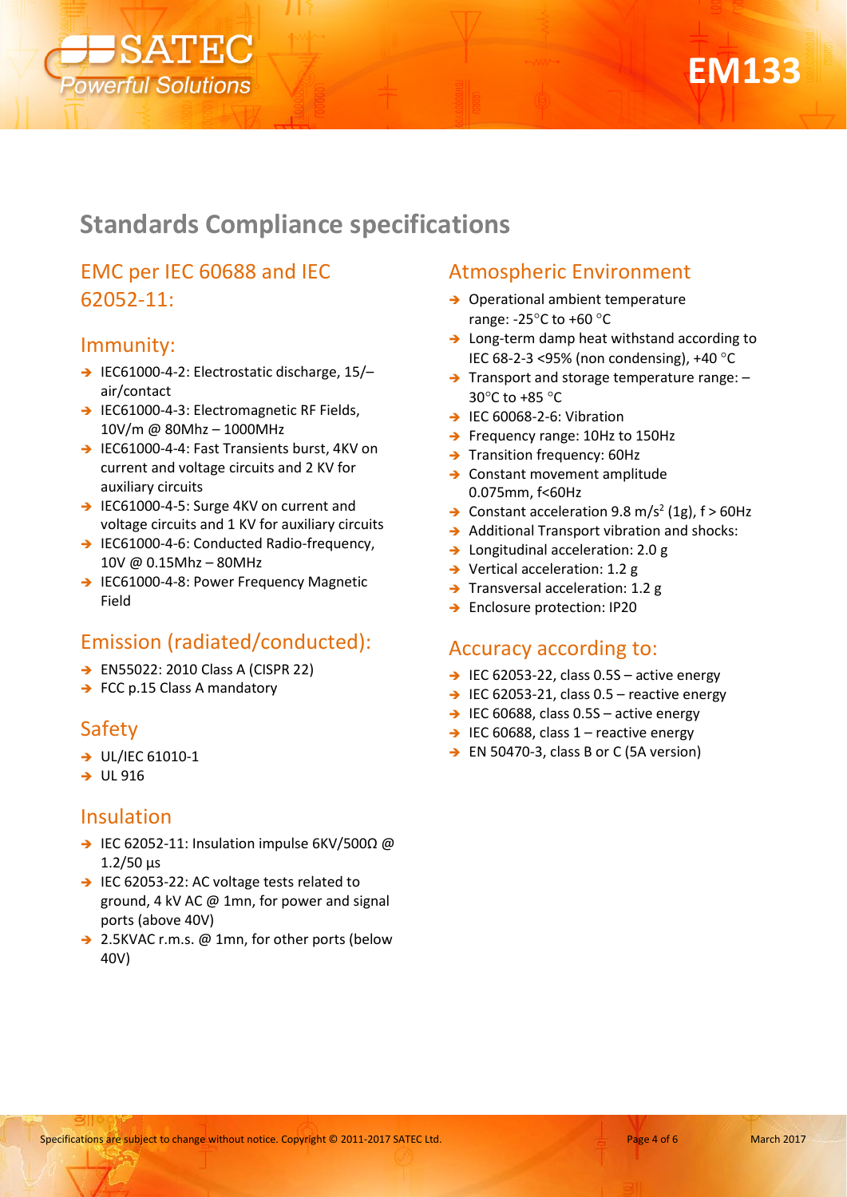## Standards Compliance specifications

### EMC per IEC 60688 and IEC 62052-11:

#### Immunity:

- IEC61000-4-2: Electrostatic discharge, 15/– air/contact
- IEC61000-4-3: Electromagnetic RF Fields, 10V/m @ 80Mhz – 1000MHz
- IEC61000-4-4: Fast Transients burst, 4KV on current and voltage circuits and 2 KV for auxiliary circuits
- IEC61000-4-5: Surge 4KV on current and voltage circuits and 1 KV for auxiliary circuits
- IEC61000-4-6: Conducted Radio-frequency, 10V @ 0.15Mhz – 80MHz
- IEC61000-4-8: Power Frequency Magnetic Field

### Emission (radiated/conducted):

- EN55022: 2010 Class A (CISPR 22)
- FCC p.15 Class A mandatory

### Safety

- UL/IEC 61010-1
- UL 916

### Insulation

- IEC 62052-11: Insulation impulse 6KV/500Ω @ 1.2/50 µs
- IEC 62053-22: AC voltage tests related to ground, 4 kV AC @ 1mn, for power and signal ports (above 40V)
- 2.5KVAC r.m.s. @ 1mn, for other ports (below 40V)

### Atmospheric Environment

- Operational ambient temperature range: -25°C to +60 °C
- Long-term damp heat withstand according to IEC 68-2-3 <95% (non condensing), +40 °C
- Transport and storage temperature range: –30°C to +85 °C
- IEC 60068-2-6: Vibration
- Frequency range: 10Hz to 150Hz
- Transition frequency: 60Hz
- Constant movement amplitude 0.075mm, f<60Hz
- Constant acceleration 9.8 $m/s^2$ (1g), f > 60Hz
- Additional Transport vibration and shocks:
- Longitudinal acceleration: 2.0 g
- Vertical acceleration: 1.2 g
- Transversal acceleration: 1.2 g
- Enclosure protection: IP20

### Accuracy according to:

- IEC 62053-22, class 0.5S – active energy
- IEC 62053-21, class 0.5 – reactive energy
- IEC 60688, class 0.5S – active energy
- IEC 60688, class 1 – reactive energy
- EN 50470-3, class B or C (5A version)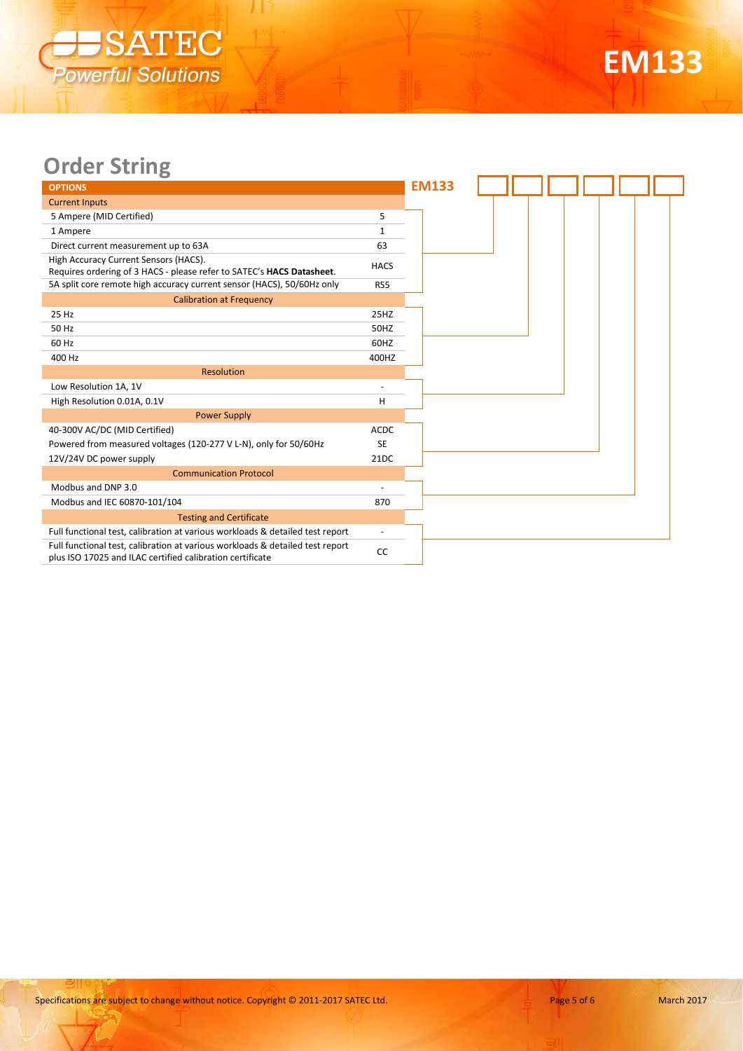## Order String

**EM133** ☐ ☐ ☐ ☐ ☐ ☐

| OPTIONS | |
|---|---|
| **Current Inputs** | |
| 5 Ampere (MID Certified) | 5 |
| 1 Ampere | 1 |
| Direct current measurement up to 63A | 63 |
| High Accuracy Current Sensors (HACS). Requires ordering of 3 HACS - please refer to SATEC's **HACS Datasheet**. | HACS |
| 5A split core remote high accuracy current sensor (HACS), 50/60Hz only | RS5 |
| **Calibration at Frequency** | |
| 25 Hz | 25HZ |
| 50 Hz | 50HZ |
| 60 Hz | 60HZ |
| 400 Hz | 400HZ |
| **Resolution** | |
| Low Resolution 1A, 1V | - |
| High Resolution 0.01A, 0.1V | H |
| **Power Supply** | |
| 40-300V AC/DC (MID Certified) | ACDC |
| Powered from measured voltages (120-277 V L-N), only for 50/60Hz | SE |
| 12V/24V DC power supply | 21DC |
| **Communication Protocol** | |
| Modbus and DNP 3.0 | - |
| Modbus and IEC 60870-101/104 | 870 |
| **Testing and Certificate** | |
| Full functional test, calibration at various workloads & detailed test report | - |
| Full functional test, calibration at various workloads & detailed test report plus ISO 17025 and ILAC certified calibration certificate | CC |

Specifications are subject to change without notice. Copyright © 2011-2017 SATEC Ltd.

March 2017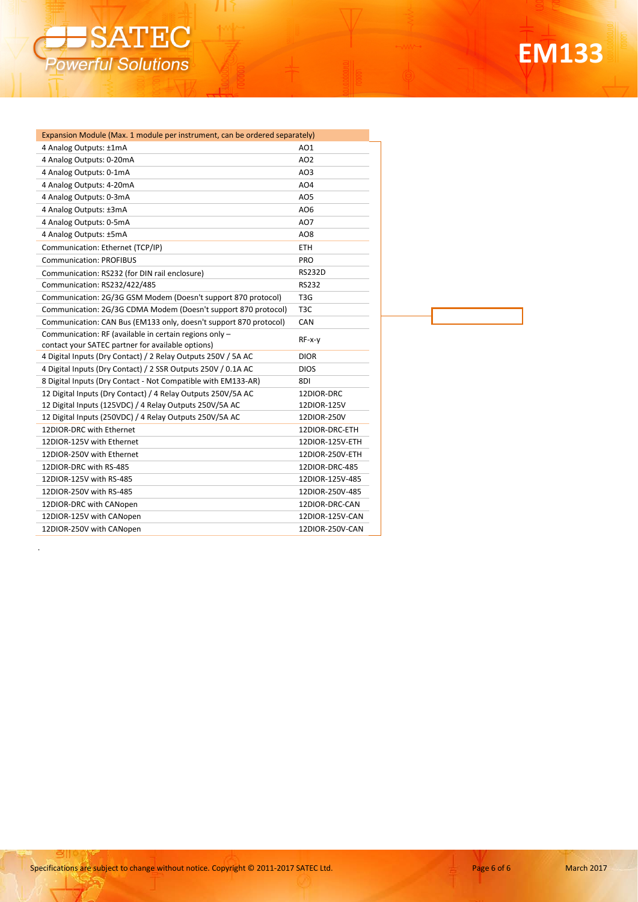| Expansion Module (Max. 1 module per instrument, can be ordered separately) | |
|---|---|
| 4 Analog Outputs: ±1mA | AO1 |
| 4 Analog Outputs: 0-20mA | AO2 |
| 4 Analog Outputs: 0-1mA | AO3 |
| 4 Analog Outputs: 4-20mA | AO4 |
| 4 Analog Outputs: 0-3mA | AO5 |
| 4 Analog Outputs: ±3mA | AO6 |
| 4 Analog Outputs: 0-5mA | AO7 |
| 4 Analog Outputs: ±5mA | AO8 |
| Communication: Ethernet (TCP/IP) | ETH |
| Communication: PROFIBUS | PRO |
| Communication: RS232 (for DIN rail enclosure) | RS232D |
| Communication: RS232/422/485 | RS232 |
| Communication: 2G/3G GSM Modem (Doesn't support 870 protocol) | T3G |
| Communication: 2G/3G CDMA Modem (Doesn't support 870 protocol) | T3C |
| Communication: CAN Bus (EM133 only, doesn't support 870 protocol) | CAN |
| Communication: RF (available in certain regions only – contact your SATEC partner for available options) | RF-x-y |
| 4 Digital Inputs (Dry Contact) / 2 Relay Outputs 250V / 5A AC | DIOR |
| 4 Digital Inputs (Dry Contact) / 2 SSR Outputs 250V / 0.1A AC | DIOS |
| 8 Digital Inputs (Dry Contact - Not Compatible with EM133-AR) | 8DI |
| 12 Digital Inputs (Dry Contact) / 4 Relay Outputs 250V/5A AC | 12DIOR-DRC |
| 12 Digital Inputs (125VDC) / 4 Relay Outputs 250V/5A AC | 12DIOR-125V |
| 12 Digital Inputs (250VDC) / 4 Relay Outputs 250V/5A AC | 12DIOR-250V |
| 12DIOR-DRC with Ethernet | 12DIOR-DRC-ETH |
| 12DIOR-125V with Ethernet | 12DIOR-125V-ETH |
| 12DIOR-250V with Ethernet | 12DIOR-250V-ETH |
| 12DIOR-DRC with RS-485 | 12DIOR-DRC-485 |
| 12DIOR-125V with RS-485 | 12DIOR-125V-485 |
| 12DIOR-250V with RS-485 | 12DIOR-250V-485 |
| 12DIOR-DRC with CANopen | 12DIOR-DRC-CAN |
| 12DIOR-125V with CANopen | 12DIOR-125V-CAN |
| 12DIOR-250V with CANopen | 12DIOR-250V-CAN |